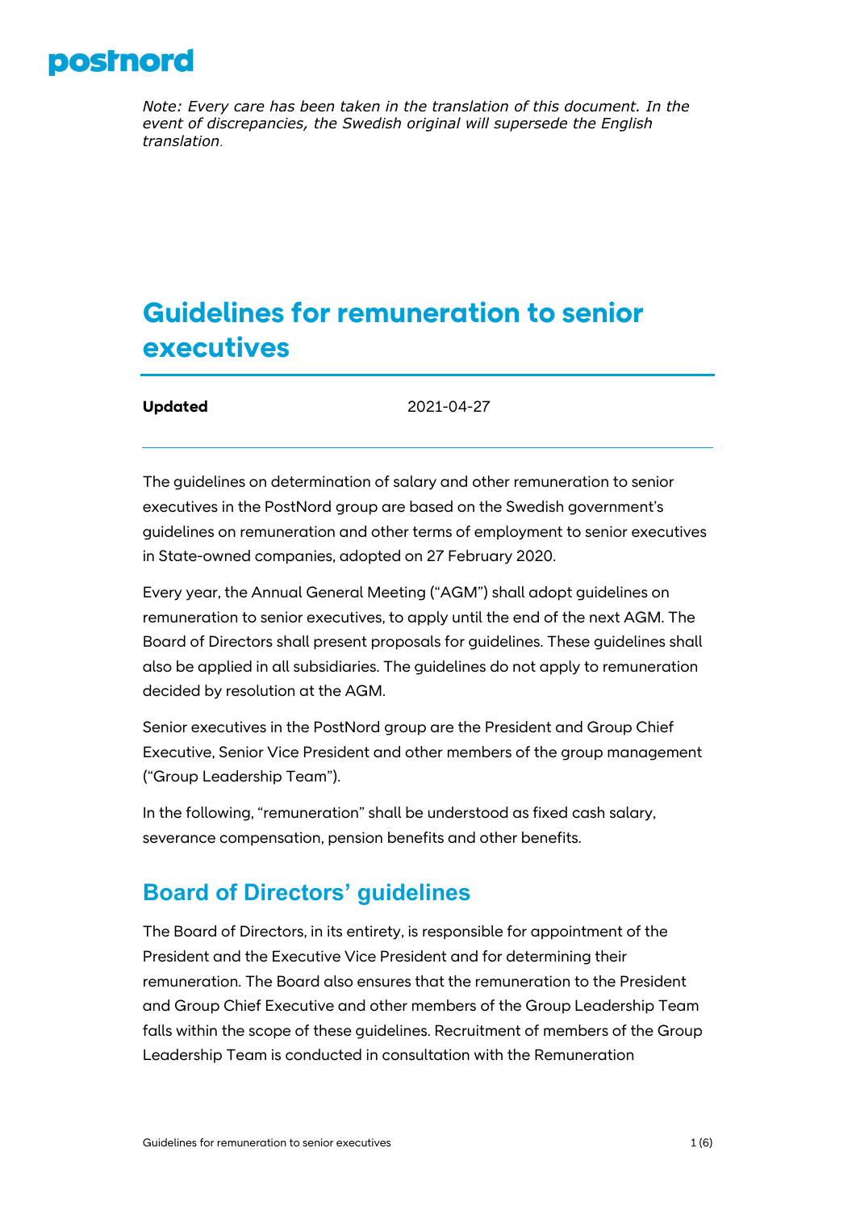postnord

*Note: Every care has been taken in the translation of this document. In the event of discrepancies, the Swedish original will supersede the English translation.*

# Guidelines for remuneration to senior executives

**Updated** 2021-04-27

The guidelines on determination of salary and other remuneration to senior executives in the PostNord group are based on the Swedish government's guidelines on remuneration and other terms of employment to senior executives in State-owned companies, adopted on 27 February 2020.

Every year, the Annual General Meeting ("AGM") shall adopt guidelines on remuneration to senior executives, to apply until the end of the next AGM. The Board of Directors shall present proposals for guidelines. These guidelines shall also be applied in all subsidiaries. The guidelines do not apply to remuneration decided by resolution at the AGM.

Senior executives in the PostNord group are the President and Group Chief Executive, Senior Vice President and other members of the group management ("Group Leadership Team").

In the following, "remuneration" shall be understood as fixed cash salary, severance compensation, pension benefits and other benefits.

## Board of Directors' guidelines

The Board of Directors, in its entirety, is responsible for appointment of the President and the Executive Vice President and for determining their remuneration. The Board also ensures that the remuneration to the President and Group Chief Executive and other members of the Group Leadership Team falls within the scope of these guidelines. Recruitment of members of the Group Leadership Team is conducted in consultation with the Remuneration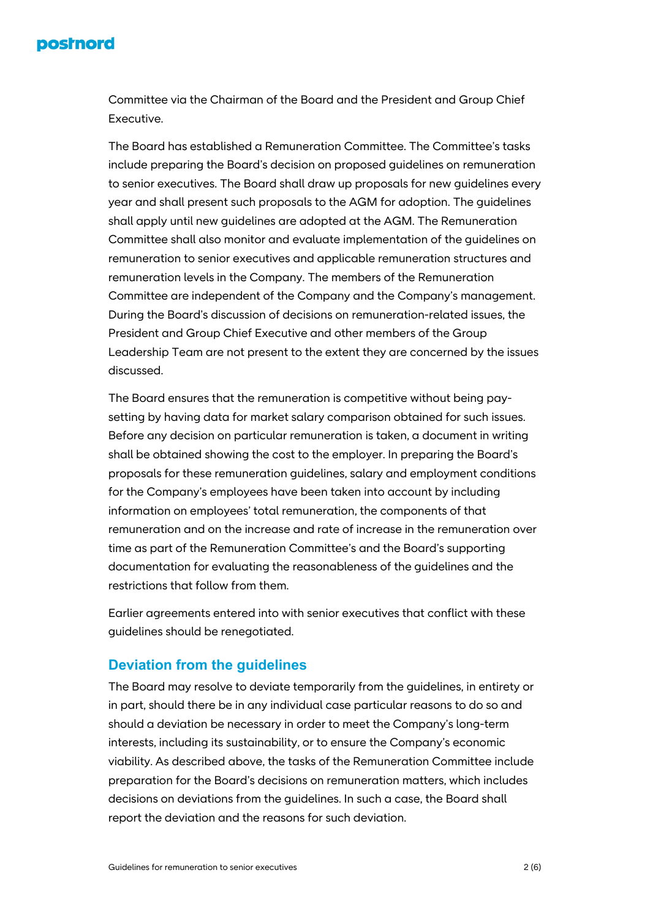Committee via the Chairman of the Board and the President and Group Chief Executive.

The Board has established a Remuneration Committee. The Committee's tasks include preparing the Board's decision on proposed guidelines on remuneration to senior executives. The Board shall draw up proposals for new guidelines every year and shall present such proposals to the AGM for adoption. The guidelines shall apply until new guidelines are adopted at the AGM. The Remuneration Committee shall also monitor and evaluate implementation of the guidelines on remuneration to senior executives and applicable remuneration structures and remuneration levels in the Company. The members of the Remuneration Committee are independent of the Company and the Company's management. During the Board's discussion of decisions on remuneration-related issues, the President and Group Chief Executive and other members of the Group Leadership Team are not present to the extent they are concerned by the issues discussed.

The Board ensures that the remuneration is competitive without being pay-setting by having data for market salary comparison obtained for such issues. Before any decision on particular remuneration is taken, a document in writing shall be obtained showing the cost to the employer. In preparing the Board's proposals for these remuneration guidelines, salary and employment conditions for the Company's employees have been taken into account by including information on employees' total remuneration, the components of that remuneration and on the increase and rate of increase in the remuneration over time as part of the Remuneration Committee's and the Board's supporting documentation for evaluating the reasonableness of the guidelines and the restrictions that follow from them.

Earlier agreements entered into with senior executives that conflict with these guidelines should be renegotiated.

## Deviation from the guidelines

The Board may resolve to deviate temporarily from the guidelines, in entirety or in part, should there be in any individual case particular reasons to do so and should a deviation be necessary in order to meet the Company's long-term interests, including its sustainability, or to ensure the Company's economic viability. As described above, the tasks of the Remuneration Committee include preparation for the Board's decisions on remuneration matters, which includes decisions on deviations from the guidelines. In such a case, the Board shall report the deviation and the reasons for such deviation.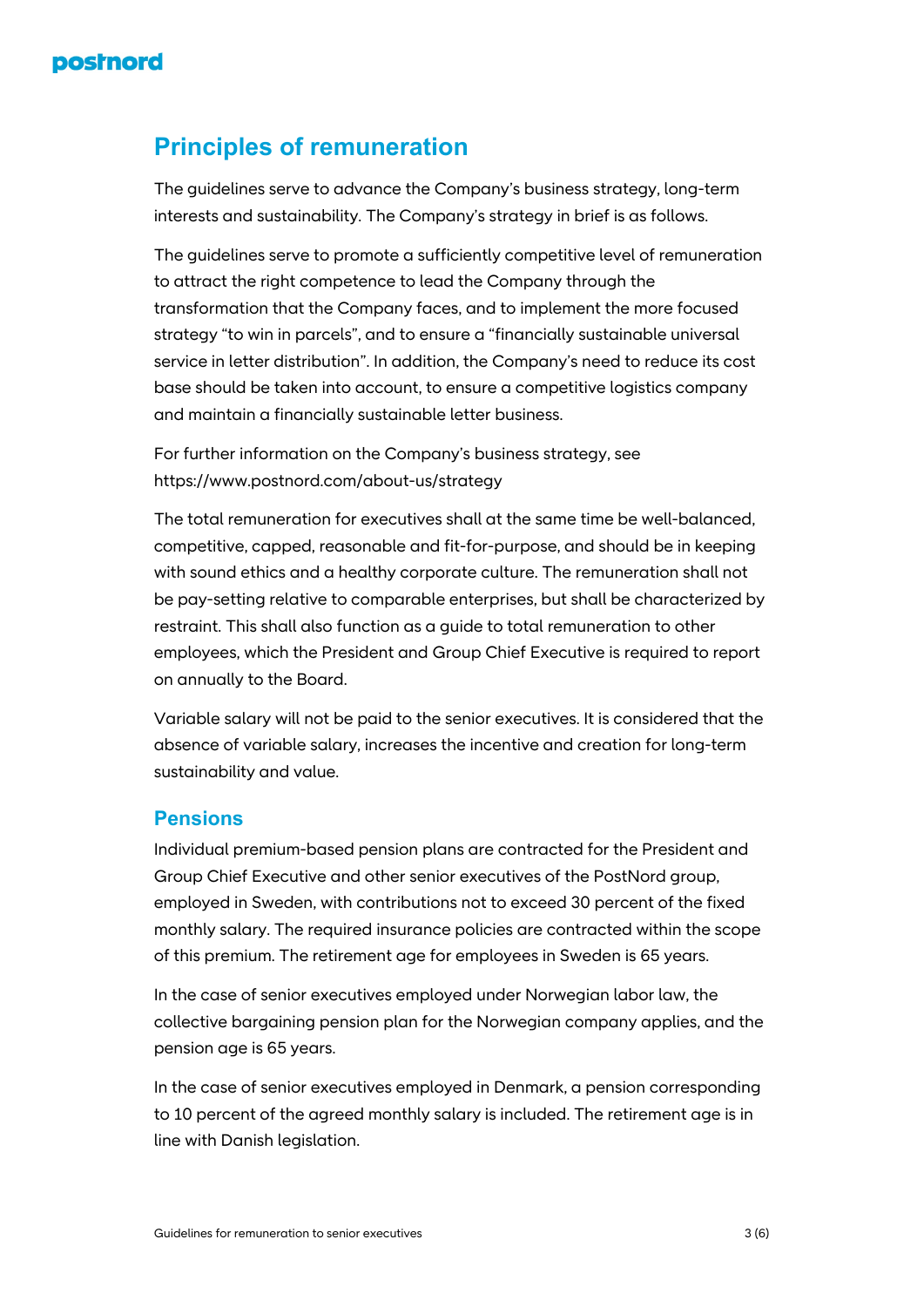## Principles of remuneration

The guidelines serve to advance the Company's business strategy, long-term interests and sustainability. The Company's strategy in brief is as follows.

The guidelines serve to promote a sufficiently competitive level of remuneration to attract the right competence to lead the Company through the transformation that the Company faces, and to implement the more focused strategy "to win in parcels", and to ensure a "financially sustainable universal service in letter distribution". In addition, the Company's need to reduce its cost base should be taken into account, to ensure a competitive logistics company and maintain a financially sustainable letter business.

For further information on the Company's business strategy, see https://www.postnord.com/about-us/strategy

The total remuneration for executives shall at the same time be well-balanced, competitive, capped, reasonable and fit-for-purpose, and should be in keeping with sound ethics and a healthy corporate culture. The remuneration shall not be pay-setting relative to comparable enterprises, but shall be characterized by restraint. This shall also function as a guide to total remuneration to other employees, which the President and Group Chief Executive is required to report on annually to the Board.

Variable salary will not be paid to the senior executives. It is considered that the absence of variable salary, increases the incentive and creation for long-term sustainability and value.

### Pensions

Individual premium-based pension plans are contracted for the President and Group Chief Executive and other senior executives of the PostNord group, employed in Sweden, with contributions not to exceed 30 percent of the fixed monthly salary. The required insurance policies are contracted within the scope of this premium. The retirement age for employees in Sweden is 65 years.

In the case of senior executives employed under Norwegian labor law, the collective bargaining pension plan for the Norwegian company applies, and the pension age is 65 years.

In the case of senior executives employed in Denmark, a pension corresponding to 10 percent of the agreed monthly salary is included. The retirement age is in line with Danish legislation.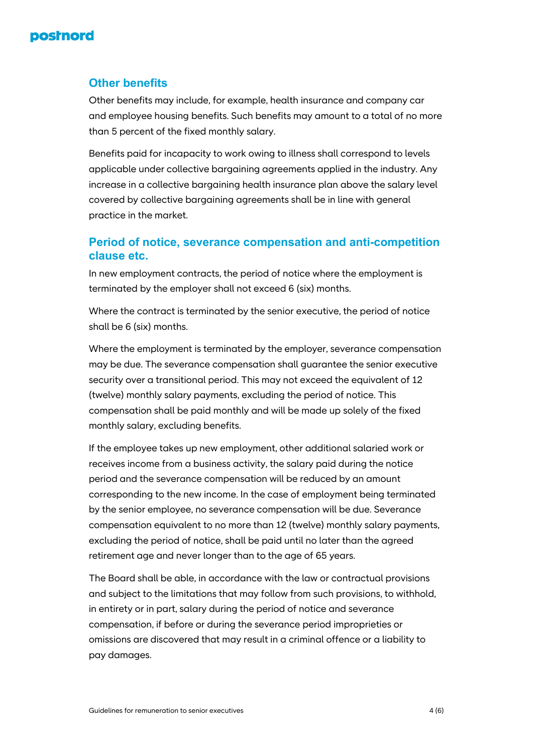## Other benefits

Other benefits may include, for example, health insurance and company car and employee housing benefits. Such benefits may amount to a total of no more than 5 percent of the fixed monthly salary.

Benefits paid for incapacity to work owing to illness shall correspond to levels applicable under collective bargaining agreements applied in the industry. Any increase in a collective bargaining health insurance plan above the salary level covered by collective bargaining agreements shall be in line with general practice in the market.

## Period of notice, severance compensation and anti-competition clause etc.

In new employment contracts, the period of notice where the employment is terminated by the employer shall not exceed 6 (six) months.

Where the contract is terminated by the senior executive, the period of notice shall be 6 (six) months.

Where the employment is terminated by the employer, severance compensation may be due. The severance compensation shall guarantee the senior executive security over a transitional period. This may not exceed the equivalent of 12 (twelve) monthly salary payments, excluding the period of notice. This compensation shall be paid monthly and will be made up solely of the fixed monthly salary, excluding benefits.

If the employee takes up new employment, other additional salaried work or receives income from a business activity, the salary paid during the notice period and the severance compensation will be reduced by an amount corresponding to the new income. In the case of employment being terminated by the senior employee, no severance compensation will be due. Severance compensation equivalent to no more than 12 (twelve) monthly salary payments, excluding the period of notice, shall be paid until no later than the agreed retirement age and never longer than to the age of 65 years.

The Board shall be able, in accordance with the law or contractual provisions and subject to the limitations that may follow from such provisions, to withhold, in entirety or in part, salary during the period of notice and severance compensation, if before or during the severance period improprieties or omissions are discovered that may result in a criminal offence or a liability to pay damages.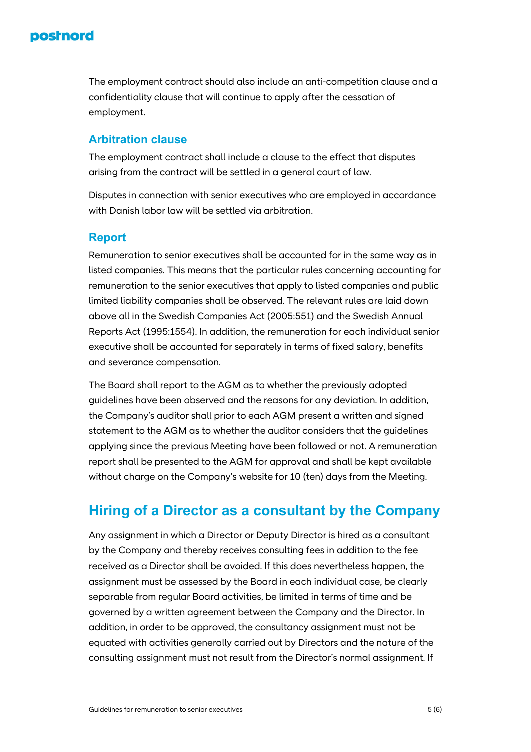The employment contract should also include an anti-competition clause and a confidentiality clause that will continue to apply after the cessation of employment.

### Arbitration clause

The employment contract shall include a clause to the effect that disputes arising from the contract will be settled in a general court of law.

Disputes in connection with senior executives who are employed in accordance with Danish labor law will be settled via arbitration.

### Report

Remuneration to senior executives shall be accounted for in the same way as in listed companies. This means that the particular rules concerning accounting for remuneration to the senior executives that apply to listed companies and public limited liability companies shall be observed. The relevant rules are laid down above all in the Swedish Companies Act (2005:551) and the Swedish Annual Reports Act (1995:1554). In addition, the remuneration for each individual senior executive shall be accounted for separately in terms of fixed salary, benefits and severance compensation.

The Board shall report to the AGM as to whether the previously adopted guidelines have been observed and the reasons for any deviation. In addition, the Company's auditor shall prior to each AGM present a written and signed statement to the AGM as to whether the auditor considers that the guidelines applying since the previous Meeting have been followed or not. A remuneration report shall be presented to the AGM for approval and shall be kept available without charge on the Company's website for 10 (ten) days from the Meeting.

## Hiring of a Director as a consultant by the Company

Any assignment in which a Director or Deputy Director is hired as a consultant by the Company and thereby receives consulting fees in addition to the fee received as a Director shall be avoided. If this does nevertheless happen, the assignment must be assessed by the Board in each individual case, be clearly separable from regular Board activities, be limited in terms of time and be governed by a written agreement between the Company and the Director. In addition, in order to be approved, the consultancy assignment must not be equated with activities generally carried out by Directors and the nature of the consulting assignment must not result from the Director's normal assignment. If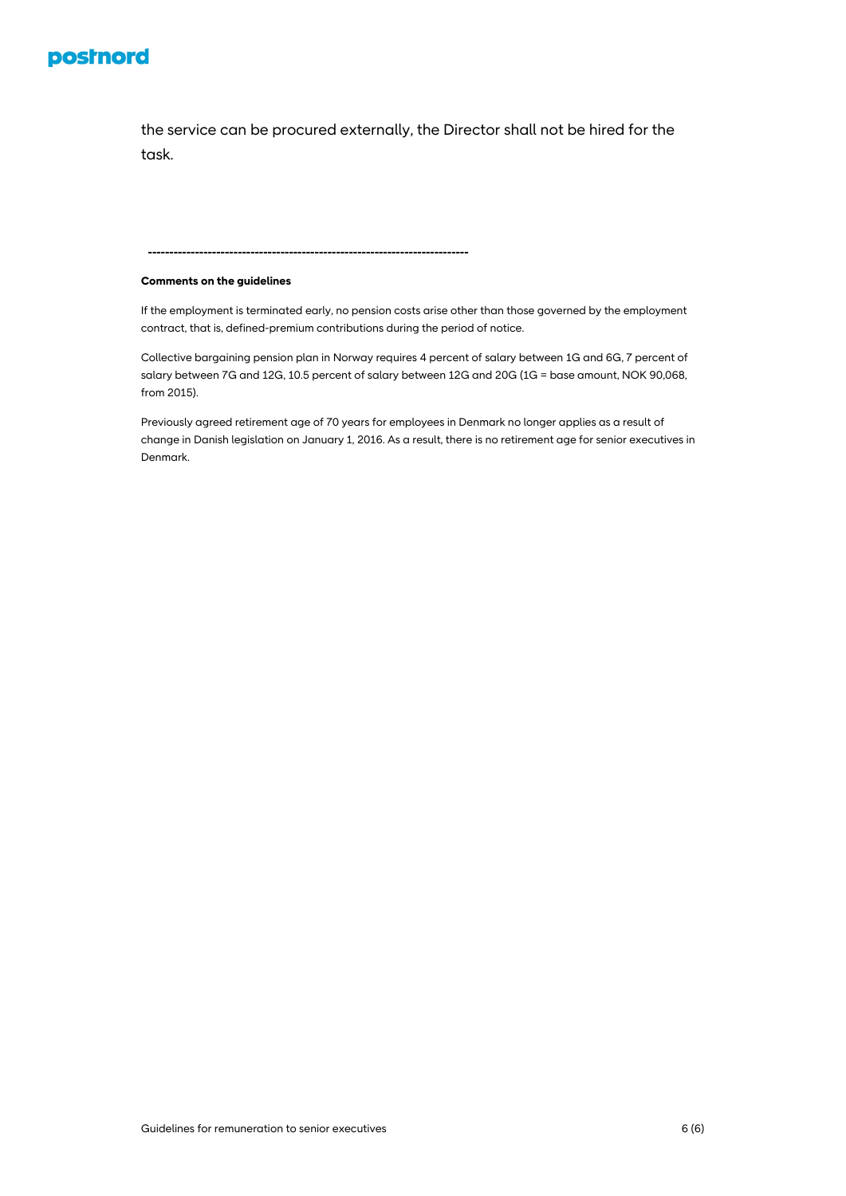the service can be procured externally, the Director shall not be hired for the task.

---

**Comments on the guidelines**

If the employment is terminated early, no pension costs arise other than those governed by the employment contract, that is, defined-premium contributions during the period of notice.

Collective bargaining pension plan in Norway requires 4 percent of salary between 1G and 6G, 7 percent of salary between 7G and 12G, 10.5 percent of salary between 12G and 20G (1G = base amount, NOK 90,068, from 2015).

Previously agreed retirement age of 70 years for employees in Denmark no longer applies as a result of change in Danish legislation on January 1, 2016. As a result, there is no retirement age for senior executives in Denmark.